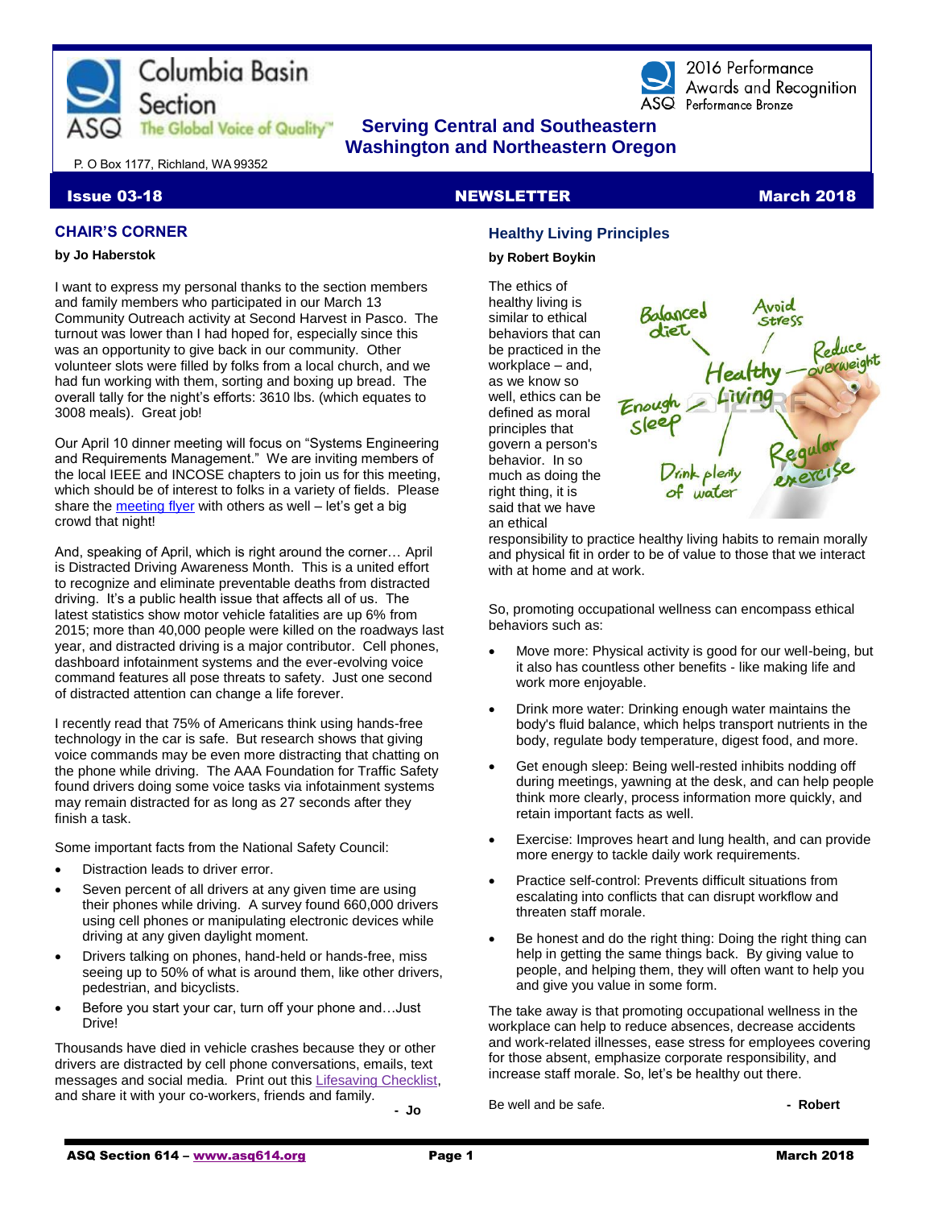# Columbia Basin Section

ASQ The Global Voice of Quality™

2016 Performance Awards and Recognition
ASQ Performance Bronze

**Serving Central and Southeastern Washington and Northeastern Oregon**

P. O Box 1177, Richland, WA 99352

**Issue 03-18** | **NEWSLETTER** | **March 2018**

## CHAIR'S CORNER

**by Jo Haberstok**

I want to express my personal thanks to the section members and family members who participated in our March 13 Community Outreach activity at Second Harvest in Pasco. The turnout was lower than I had hoped for, especially since this was an opportunity to give back in our community. Other volunteer slots were filled by folks from a local church, and we had fun working with them, sorting and boxing up bread. The overall tally for the night's efforts: 3610 lbs. (which equates to 3008 meals). Great job!

Our April 10 dinner meeting will focus on "Systems Engineering and Requirements Management." We are inviting members of the local IEEE and INCOSE chapters to join us for this meeting, which should be of interest to folks in a variety of fields. Please share the meeting flyer with others as well – let's get a big crowd that night!

And, speaking of April, which is right around the corner… April is Distracted Driving Awareness Month. This is a united effort to recognize and eliminate preventable deaths from distracted driving. It's a public health issue that affects all of us. The latest statistics show motor vehicle fatalities are up 6% from 2015; more than 40,000 people were killed on the roadways last year, and distracted driving is a major contributor. Cell phones, dashboard infotainment systems and the ever-evolving voice command features all pose threats to safety. Just one second of distracted attention can change a life forever.

I recently read that 75% of Americans think using hands-free technology in the car is safe. But research shows that giving voice commands may be even more distracting that chatting on the phone while driving. The AAA Foundation for Traffic Safety found drivers doing some voice tasks via infotainment systems may remain distracted for as long as 27 seconds after they finish a task.

Some important facts from the National Safety Council:

- Distraction leads to driver error.
- Seven percent of all drivers at any given time are using their phones while driving. A survey found 660,000 drivers using cell phones or manipulating electronic devices while driving at any given daylight moment.
- Drivers talking on phones, hand-held or hands-free, miss seeing up to 50% of what is around them, like other drivers, pedestrian, and bicyclists.
- Before you start your car, turn off your phone and…Just Drive!

Thousands have died in vehicle crashes because they or other drivers are distracted by cell phone conversations, emails, text messages and social media. Print out this Lifesaving Checklist, and share it with your co-workers, friends and family.

**- Jo**

## Healthy Living Principles

**by Robert Boykin**

The ethics of healthy living is similar to ethical behaviors that can be practiced in the workplace – and, as we know so well, ethics can be defined as moral principles that govern a person's behavior. In so much as doing the right thing, it is said that we have an ethical responsibility to practice healthy living habits to remain morally and physical fit in order to be of value to those that we interact with at home and at work.

So, promoting occupational wellness can encompass ethical behaviors such as:

- Move more: Physical activity is good for our well-being, but it also has countless other benefits - like making life and work more enjoyable.
- Drink more water: Drinking enough water maintains the body's fluid balance, which helps transport nutrients in the body, regulate body temperature, digest food, and more.
- Get enough sleep: Being well-rested inhibits nodding off during meetings, yawning at the desk, and can help people think more clearly, process information more quickly, and retain important facts as well.
- Exercise: Improves heart and lung health, and can provide more energy to tackle daily work requirements.
- Practice self-control: Prevents difficult situations from escalating into conflicts that can disrupt workflow and threaten staff morale.
- Be honest and do the right thing: Doing the right thing can help in getting the same things back. By giving value to people, and helping them, they will often want to help you and give you value in some form.

The take away is that promoting occupational wellness in the workplace can help to reduce absences, decrease accidents and work-related illnesses, ease stress for employees covering for those absent, emphasize corporate responsibility, and increase staff morale. So, let's be healthy out there.

Be well and be safe. **- Robert**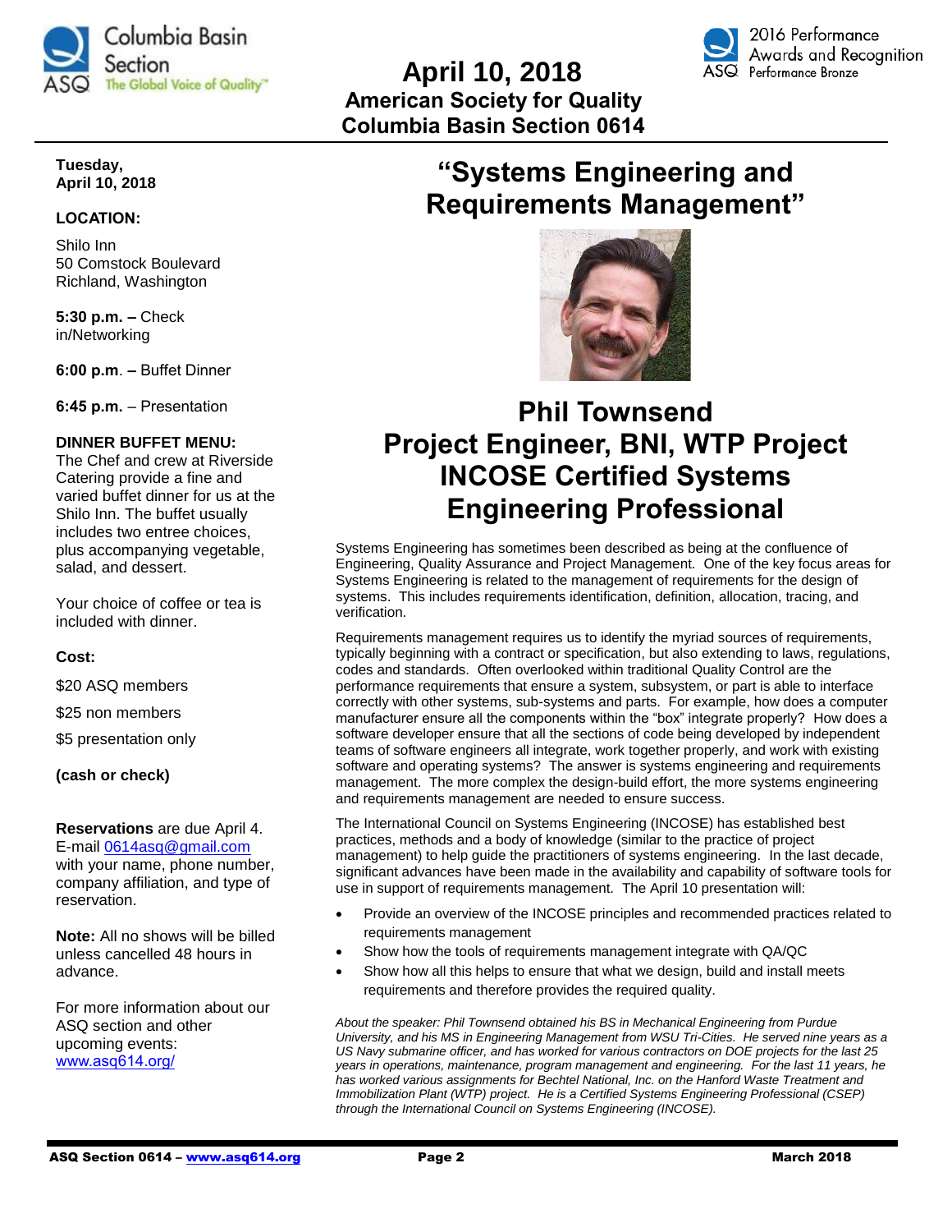# April 10, 2018
## American Society for Quality
## Columbia Basin Section 0614

**Tuesday, April 10, 2018**

**LOCATION:**

Shilo Inn
50 Comstock Boulevard
Richland, Washington

**5:30 p.m. –** Check in/Networking

**6:00 p.m**. **–** Buffet Dinner

**6:45 p.m.** – Presentation

**DINNER BUFFET MENU:**
The Chef and crew at Riverside Catering provide a fine and varied buffet dinner for us at the Shilo Inn. The buffet usually includes two entree choices, plus accompanying vegetable, salad, and dessert.

Your choice of coffee or tea is included with dinner.

**Cost:**

$20 ASQ members

$25 non members

$5 presentation only

**(cash or check)**

**Reservations** are due April 4. E-mail 0614asq@gmail.com with your name, phone number, company affiliation, and type of reservation.

**Note:** All no shows will be billed unless cancelled 48 hours in advance.

For more information about our ASQ section and other upcoming events: www.asq614.org/

# "Systems Engineering and Requirements Management"

## Phil Townsend
## Project Engineer, BNI, WTP Project
## INCOSE Certified Systems Engineering Professional

Systems Engineering has sometimes been described as being at the confluence of Engineering, Quality Assurance and Project Management. One of the key focus areas for Systems Engineering is related to the management of requirements for the design of systems. This includes requirements identification, definition, allocation, tracing, and verification.

Requirements management requires us to identify the myriad sources of requirements, typically beginning with a contract or specification, but also extending to laws, regulations, codes and standards. Often overlooked within traditional Quality Control are the performance requirements that ensure a system, subsystem, or part is able to interface correctly with other systems, sub-systems and parts. For example, how does a computer manufacturer ensure all the components within the "box" integrate properly? How does a software developer ensure that all the sections of code being developed by independent teams of software engineers all integrate, work together properly, and work with existing software and operating systems? The answer is systems engineering and requirements management. The more complex the design-build effort, the more systems engineering and requirements management are needed to ensure success.

The International Council on Systems Engineering (INCOSE) has established best practices, methods and a body of knowledge (similar to the practice of project management) to help guide the practitioners of systems engineering. In the last decade, significant advances have been made in the availability and capability of software tools for use in support of requirements management. The April 10 presentation will:

- Provide an overview of the INCOSE principles and recommended practices related to requirements management
- Show how the tools of requirements management integrate with QA/QC
- Show how all this helps to ensure that what we design, build and install meets requirements and therefore provides the required quality.

*About the speaker: Phil Townsend obtained his BS in Mechanical Engineering from Purdue University, and his MS in Engineering Management from WSU Tri-Cities. He served nine years as a US Navy submarine officer, and has worked for various contractors on DOE projects for the last 25 years in operations, maintenance, program management and engineering. For the last 11 years, he has worked various assignments for Bechtel National, Inc. on the Hanford Waste Treatment and Immobilization Plant (WTP) project. He is a Certified Systems Engineering Professional (CSEP) through the International Council on Systems Engineering (INCOSE).*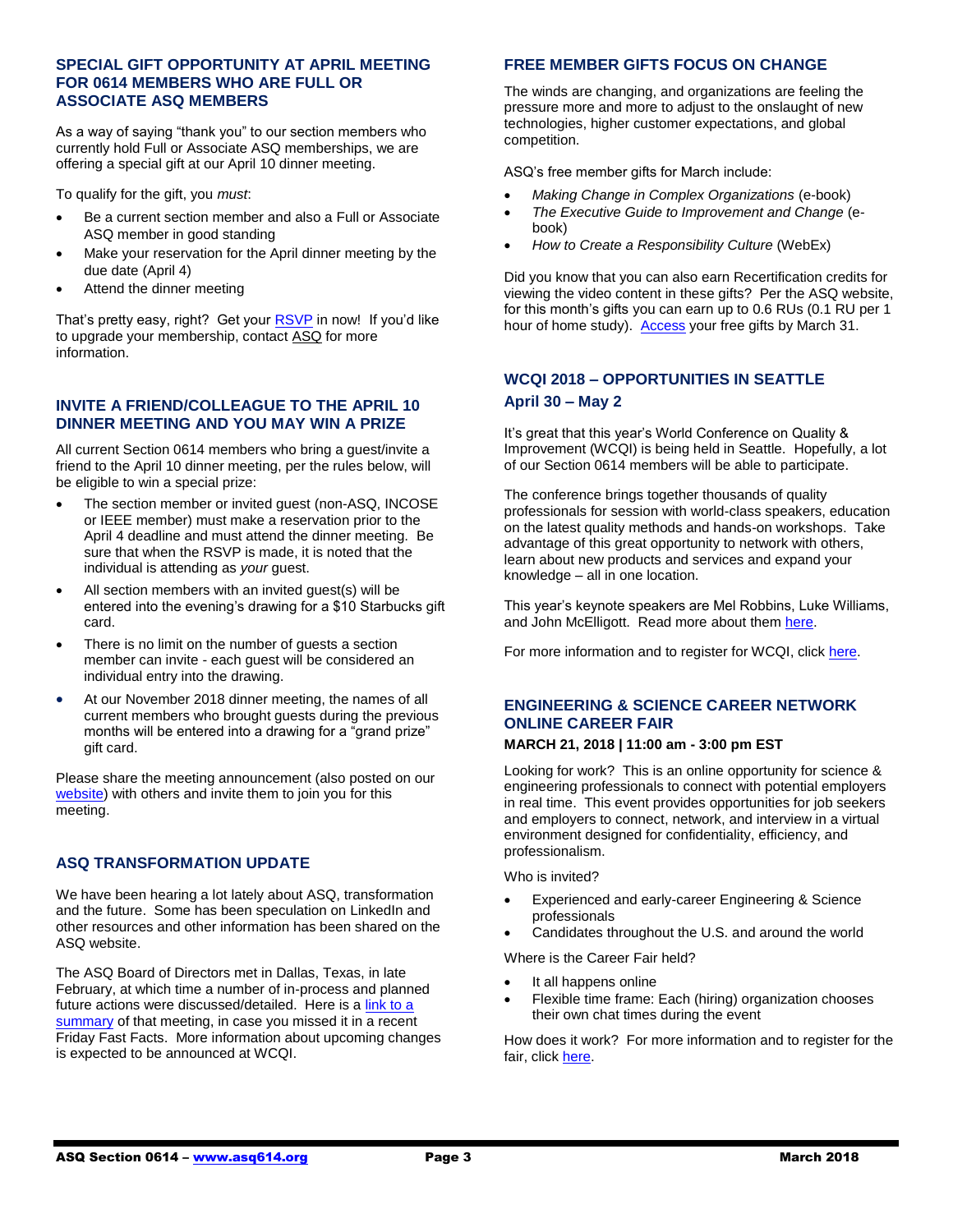## SPECIAL GIFT OPPORTUNITY AT APRIL MEETING FOR 0614 MEMBERS WHO ARE FULL OR ASSOCIATE ASQ MEMBERS

As a way of saying "thank you" to our section members who currently hold Full or Associate ASQ memberships, we are offering a special gift at our April 10 dinner meeting.

To qualify for the gift, you *must*:

- Be a current section member and also a Full or Associate ASQ member in good standing
- Make your reservation for the April dinner meeting by the due date (April 4)
- Attend the dinner meeting

That's pretty easy, right? Get your RSVP in now! If you'd like to upgrade your membership, contact ASQ for more information.

## INVITE A FRIEND/COLLEAGUE TO THE APRIL 10 DINNER MEETING AND YOU MAY WIN A PRIZE

All current Section 0614 members who bring a guest/invite a friend to the April 10 dinner meeting, per the rules below, will be eligible to win a special prize:

- The section member or invited guest (non-ASQ, INCOSE or IEEE member) must make a reservation prior to the April 4 deadline and must attend the dinner meeting. Be sure that when the RSVP is made, it is noted that the individual is attending as *your* guest.
- All section members with an invited guest(s) will be entered into the evening's drawing for a $10 Starbucks gift card.
- There is no limit on the number of guests a section member can invite - each guest will be considered an individual entry into the drawing.
- At our November 2018 dinner meeting, the names of all current members who brought guests during the previous months will be entered into a drawing for a "grand prize" gift card.

Please share the meeting announcement (also posted on our website) with others and invite them to join you for this meeting.

## ASQ TRANSFORMATION UPDATE

We have been hearing a lot lately about ASQ, transformation and the future. Some has been speculation on LinkedIn and other resources and other information has been shared on the ASQ website.

The ASQ Board of Directors met in Dallas, Texas, in late February, at which time a number of in-process and planned future actions were discussed/detailed. Here is a link to a summary of that meeting, in case you missed it in a recent Friday Fast Facts. More information about upcoming changes is expected to be announced at WCQI.

## FREE MEMBER GIFTS FOCUS ON CHANGE

The winds are changing, and organizations are feeling the pressure more and more to adjust to the onslaught of new technologies, higher customer expectations, and global competition.

ASQ's free member gifts for March include:

- *Making Change in Complex Organizations* (e-book)
- *The Executive Guide to Improvement and Change* (e-book)
- *How to Create a Responsibility Culture* (WebEx)

Did you know that you can also earn Recertification credits for viewing the video content in these gifts? Per the ASQ website, for this month's gifts you can earn up to 0.6 RUs (0.1 RU per 1 hour of home study). Access your free gifts by March 31.

## WCQI 2018 – OPPORTUNITIES IN SEATTLE
### April 30 – May 2

It's great that this year's World Conference on Quality & Improvement (WCQI) is being held in Seattle. Hopefully, a lot of our Section 0614 members will be able to participate.

The conference brings together thousands of quality professionals for session with world-class speakers, education on the latest quality methods and hands-on workshops. Take advantage of this great opportunity to network with others, learn about new products and services and expand your knowledge – all in one location.

This year's keynote speakers are Mel Robbins, Luke Williams, and John McElligott. Read more about them here.

For more information and to register for WCQI, click here.

## ENGINEERING & SCIENCE CAREER NETWORK ONLINE CAREER FAIR

**MARCH 21, 2018 | 11:00 am - 3:00 pm EST**

Looking for work? This is an online opportunity for science & engineering professionals to connect with potential employers in real time. This event provides opportunities for job seekers and employers to connect, network, and interview in a virtual environment designed for confidentiality, efficiency, and professionalism.

Who is invited?

- Experienced and early-career Engineering & Science professionals
- Candidates throughout the U.S. and around the world

Where is the Career Fair held?

- It all happens online
- Flexible time frame: Each (hiring) organization chooses their own chat times during the event

How does it work? For more information and to register for the fair, click here.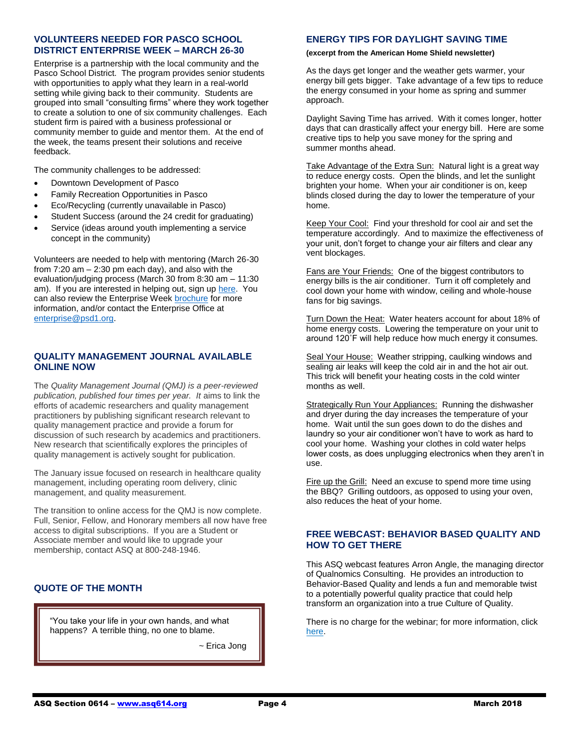## VOLUNTEERS NEEDED FOR PASCO SCHOOL DISTRICT ENTERPRISE WEEK – MARCH 26-30

Enterprise is a partnership with the local community and the Pasco School District. The program provides senior students with opportunities to apply what they learn in a real-world setting while giving back to their community. Students are grouped into small "consulting firms" where they work together to create a solution to one of six community challenges. Each student firm is paired with a business professional or community member to guide and mentor them. At the end of the week, the teams present their solutions and receive feedback.

The community challenges to be addressed:

- Downtown Development of Pasco
- Family Recreation Opportunities in Pasco
- Eco/Recycling (currently unavailable in Pasco)
- Student Success (around the 24 credit for graduating)
- Service (ideas around youth implementing a service concept in the community)

Volunteers are needed to help with mentoring (March 26-30 from 7:20 am – 2:30 pm each day), and also with the evaluation/judging process (March 30 from 8:30 am – 11:30 am). If you are interested in helping out, sign up here. You can also review the Enterprise Week brochure for more information, and/or contact the Enterprise Office at enterprise@psd1.org.

## QUALITY MANAGEMENT JOURNAL AVAILABLE ONLINE NOW

The *Quality Management Journal (QMJ) is a peer-reviewed publication, published four times per year. It* aims to link the efforts of academic researchers and quality management practitioners by publishing significant research relevant to quality management practice and provide a forum for discussion of such research by academics and practitioners. New research that scientifically explores the principles of quality management is actively sought for publication.

The January issue focused on research in healthcare quality management, including operating room delivery, clinic management, and quality measurement.

The transition to online access for the QMJ is now complete. Full, Senior, Fellow, and Honorary members all now have free access to digital subscriptions. If you are a Student or Associate member and would like to upgrade your membership, contact ASQ at 800-248-1946.

## QUOTE OF THE MONTH

> "You take your life in your own hands, and what happens? A terrible thing, no one to blame.
>
> ~ Erica Jong

## ENERGY TIPS FOR DAYLIGHT SAVING TIME

**(excerpt from the American Home Shield newsletter)**

As the days get longer and the weather gets warmer, your energy bill gets bigger. Take advantage of a few tips to reduce the energy consumed in your home as spring and summer approach.

Daylight Saving Time has arrived. With it comes longer, hotter days that can drastically affect your energy bill. Here are some creative tips to help you save money for the spring and summer months ahead.

Take Advantage of the Extra Sun: Natural light is a great way to reduce energy costs. Open the blinds, and let the sunlight brighten your home. When your air conditioner is on, keep blinds closed during the day to lower the temperature of your home.

Keep Your Cool: Find your threshold for cool air and set the temperature accordingly. And to maximize the effectiveness of your unit, don't forget to change your air filters and clear any vent blockages.

Fans are Your Friends: One of the biggest contributors to energy bills is the air conditioner. Turn it off completely and cool down your home with window, ceiling and whole-house fans for big savings.

Turn Down the Heat: Water heaters account for about 18% of home energy costs. Lowering the temperature on your unit to around 120˚F will help reduce how much energy it consumes.

Seal Your House: Weather stripping, caulking windows and sealing air leaks will keep the cold air in and the hot air out. This trick will benefit your heating costs in the cold winter months as well.

Strategically Run Your Appliances: Running the dishwasher and dryer during the day increases the temperature of your home. Wait until the sun goes down to do the dishes and laundry so your air conditioner won't have to work as hard to cool your home. Washing your clothes in cold water helps lower costs, as does unplugging electronics when they aren't in use.

Fire up the Grill: Need an excuse to spend more time using the BBQ? Grilling outdoors, as opposed to using your oven, also reduces the heat of your home.

## FREE WEBCAST: BEHAVIOR BASED QUALITY AND HOW TO GET THERE

This ASQ webcast features Arron Angle, the managing director of Qualnomics Consulting. He provides an introduction to Behavior-Based Quality and lends a fun and memorable twist to a potentially powerful quality practice that could help transform an organization into a true Culture of Quality.

There is no charge for the webinar; for more information, click here.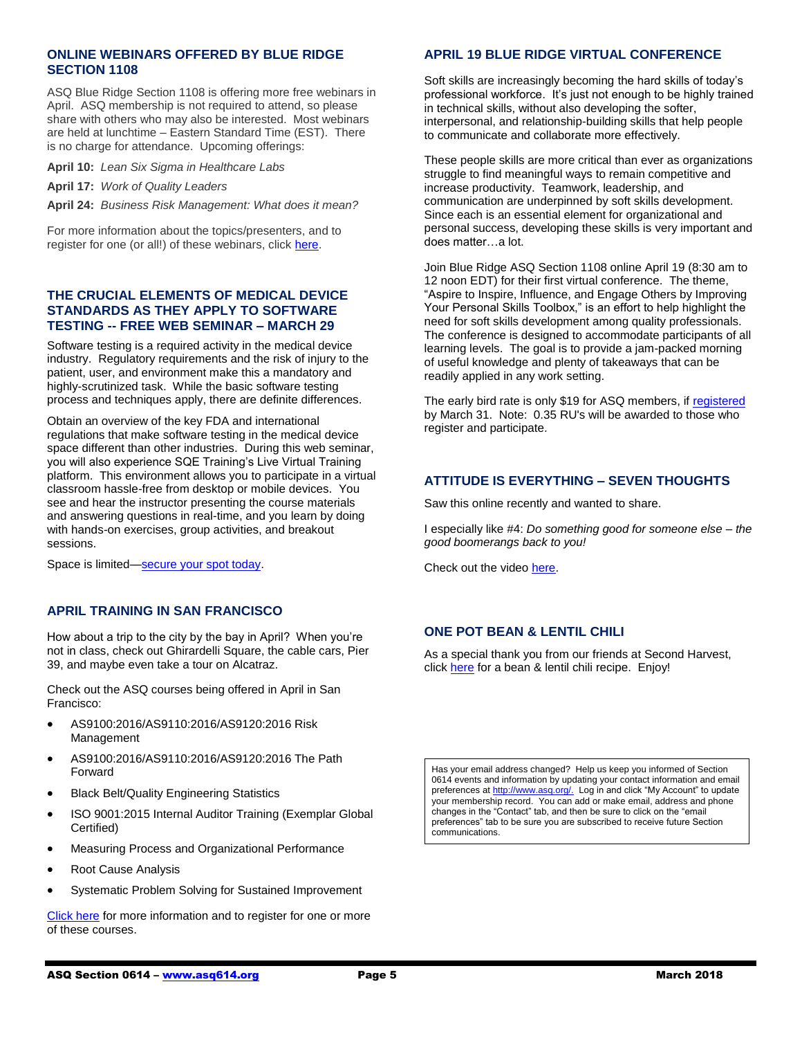## ONLINE WEBINARS OFFERED BY BLUE RIDGE SECTION 1108

ASQ Blue Ridge Section 1108 is offering more free webinars in April. ASQ membership is not required to attend, so please share with others who may also be interested. Most webinars are held at lunchtime – Eastern Standard Time (EST). There is no charge for attendance. Upcoming offerings:

**April 10:** *Lean Six Sigma in Healthcare Labs*

**April 17:** *Work of Quality Leaders*

**April 24:** *Business Risk Management: What does it mean?*

For more information about the topics/presenters, and to register for one (or all!) of these webinars, click here.

## THE CRUCIAL ELEMENTS OF MEDICAL DEVICE STANDARDS AS THEY APPLY TO SOFTWARE TESTING -- FREE WEB SEMINAR – MARCH 29

Software testing is a required activity in the medical device industry. Regulatory requirements and the risk of injury to the patient, user, and environment make this a mandatory and highly-scrutinized task. While the basic software testing process and techniques apply, there are definite differences.

Obtain an overview of the key FDA and international regulations that make software testing in the medical device space different than other industries. During this web seminar, you will also experience SQE Training's Live Virtual Training platform. This environment allows you to participate in a virtual classroom hassle-free from desktop or mobile devices. You see and hear the instructor presenting the course materials and answering questions in real-time, and you learn by doing with hands-on exercises, group activities, and breakout sessions.

Space is limited—secure your spot today.

## APRIL TRAINING IN SAN FRANCISCO

How about a trip to the city by the bay in April? When you're not in class, check out Ghirardelli Square, the cable cars, Pier 39, and maybe even take a tour on Alcatraz.

Check out the ASQ courses being offered in April in San Francisco:

- AS9100:2016/AS9110:2016/AS9120:2016 Risk Management
- AS9100:2016/AS9110:2016/AS9120:2016 The Path Forward
- Black Belt/Quality Engineering Statistics
- ISO 9001:2015 Internal Auditor Training (Exemplar Global Certified)
- Measuring Process and Organizational Performance
- Root Cause Analysis
- Systematic Problem Solving for Sustained Improvement

Click here for more information and to register for one or more of these courses.

## APRIL 19 BLUE RIDGE VIRTUAL CONFERENCE

Soft skills are increasingly becoming the hard skills of today's professional workforce. It's just not enough to be highly trained in technical skills, without also developing the softer, interpersonal, and relationship-building skills that help people to communicate and collaborate more effectively.

These people skills are more critical than ever as organizations struggle to find meaningful ways to remain competitive and increase productivity. Teamwork, leadership, and communication are underpinned by soft skills development. Since each is an essential element for organizational and personal success, developing these skills is very important and does matter…a lot.

Join Blue Ridge ASQ Section 1108 online April 19 (8:30 am to 12 noon EDT) for their first virtual conference. The theme, "Aspire to Inspire, Influence, and Engage Others by Improving Your Personal Skills Toolbox," is an effort to help highlight the need for soft skills development among quality professionals. The conference is designed to accommodate participants of all learning levels. The goal is to provide a jam-packed morning of useful knowledge and plenty of takeaways that can be readily applied in any work setting.

The early bird rate is only $19 for ASQ members, if registered by March 31. Note: 0.35 RU's will be awarded to those who register and participate.

## ATTITUDE IS EVERYTHING – SEVEN THOUGHTS

Saw this online recently and wanted to share.

I especially like #4: *Do something good for someone else – the good boomerangs back to you!*

Check out the video here.

## ONE POT BEAN & LENTIL CHILI

As a special thank you from our friends at Second Harvest, click here for a bean & lentil chili recipe. Enjoy!

Has your email address changed? Help us keep you informed of Section 0614 events and information by updating your contact information and email preferences at http://www.asq.org/. Log in and click "My Account" to update your membership record. You can add or make email, address and phone changes in the "Contact" tab, and then be sure to click on the "email preferences" tab to be sure you are subscribed to receive future Section communications.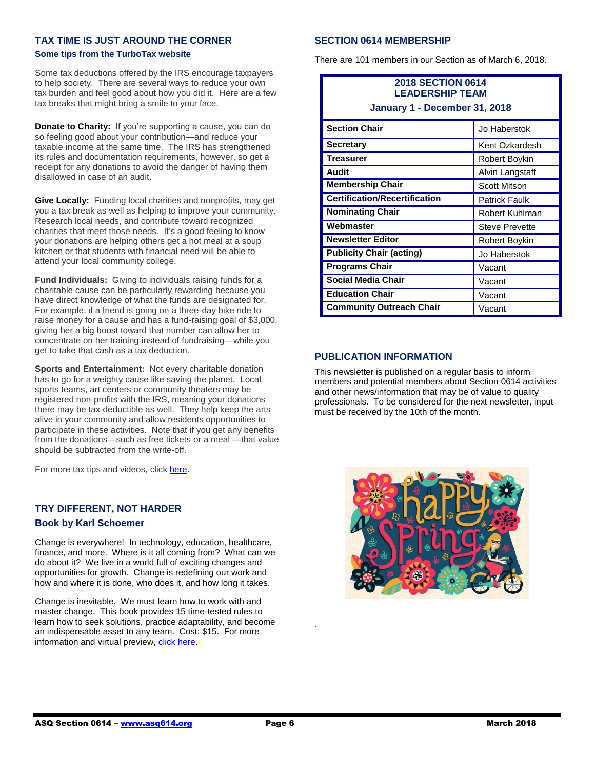## TAX TIME IS JUST AROUND THE CORNER

### Some tips from the TurboTax website

Some tax deductions offered by the IRS encourage taxpayers to help society. There are several ways to reduce your own tax burden and feel good about how you did it. Here are a few tax breaks that might bring a smile to your face.

**Donate to Charity:** If you're supporting a cause, you can do so feeling good about your contribution—and reduce your taxable income at the same time. The IRS has strengthened its rules and documentation requirements, however, so get a receipt for any donations to avoid the danger of having them disallowed in case of an audit.

**Give Locally:** Funding local charities and nonprofits, may get you a tax break as well as helping to improve your community. Research local needs, and contribute toward recognized charities that meet those needs. It's a good feeling to know your donations are helping others get a hot meal at a soup kitchen or that students with financial need will be able to attend your local community college.

**Fund Individuals:** Giving to individuals raising funds for a charitable cause can be particularly rewarding because you have direct knowledge of what the funds are designated for. For example, if a friend is going on a three-day bike ride to raise money for a cause and has a fund-raising goal of $3,000, giving her a big boost toward that number can allow her to concentrate on her training instead of fundraising—while you get to take that cash as a tax deduction.

**Sports and Entertainment:** Not every charitable donation has to go for a weighty cause like saving the planet. Local sports teams, art centers or community theaters may be registered non-profits with the IRS, meaning your donations there may be tax-deductible as well. They help keep the arts alive in your community and allow residents opportunities to participate in these activities. Note that if you get any benefits from the donations—such as free tickets or a meal —that value should be subtracted from the write-off.

For more tax tips and videos, click here.

## TRY DIFFERENT, NOT HARDER

### Book by Karl Schoemer

Change is everywhere! In technology, education, healthcare, finance, and more. Where is it all coming from? What can we do about it? We live in a world full of exciting changes and opportunities for growth. Change is redefining our work and how and where it is done, who does it, and how long it takes.

Change is inevitable. We must learn how to work with and master change. This book provides 15 time-tested rules to learn how to seek solutions, practice adaptability, and become an indispensable asset to any team. Cost: $15. For more information and virtual preview, click here.

## SECTION 0614 MEMBERSHIP

There are 101 members in our Section as of March 6, 2018.

| 2018 SECTION 0614 LEADERSHIP TEAM<br>January 1 - December 31, 2018 | |
|---|---|
| **Section Chair** | Jo Haberstok |
| **Secretary** | Kent Ozkardesh |
| **Treasurer** | Robert Boykin |
| **Audit** | Alvin Langstaff |
| **Membership Chair** | Scott Mitson |
| **Certification/Recertification** | Patrick Faulk |
| **Nominating Chair** | Robert Kuhlman |
| **Webmaster** | Steve Prevette |
| **Newsletter Editor** | Robert Boykin |
| **Publicity Chair (acting)** | Jo Haberstok |
| **Programs Chair** | Vacant |
| **Social Media Chair** | Vacant |
| **Education Chair** | Vacant |
| **Community Outreach Chair** | Vacant |

## PUBLICATION INFORMATION

This newsletter is published on a regular basis to inform members and potential members about Section 0614 activities and other news/information that may be of value to quality professionals. To be considered for the next newsletter, input must be received by the 10th of the month.